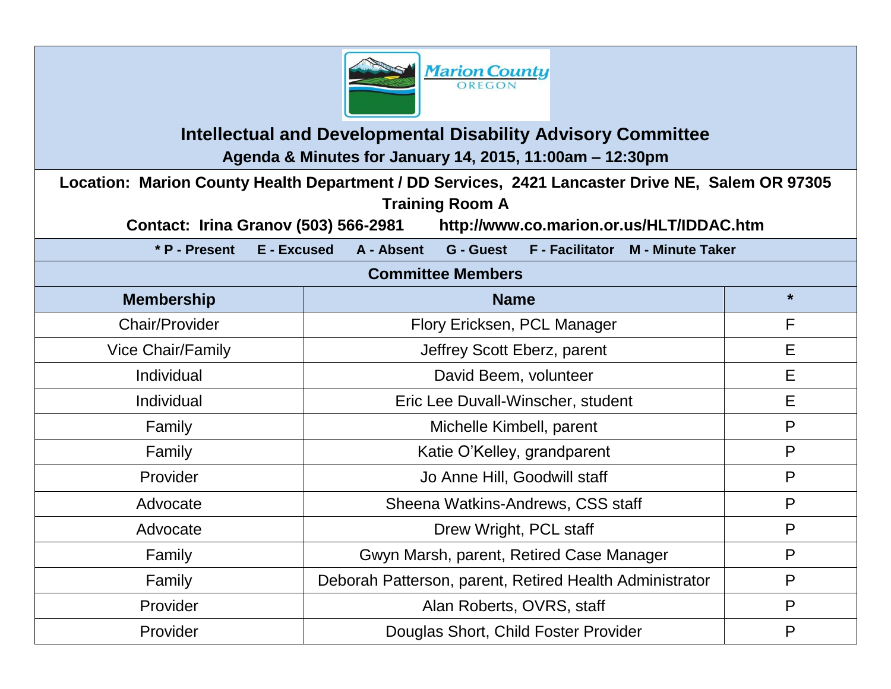# Intellectual and Developmental Disability Advisory Committee

**Agenda & Minutes for January 14, 2015, 11:00am – 12:30pm**

**Location: Marion County Health Department / DD Services, 2421 Lancaster Drive NE, Salem OR 97305**
**Training Room A**

**Contact: Irina Granov (503) 566-2981 http://www.co.marion.or.us/HLT/IDDAC.htm**

**\* P - Present E - Excused A - Absent G - Guest F - Facilitator M - Minute Taker**

**Committee Members**

| Membership | Name | * |
|---|---|---|
| Chair/Provider | Flory Ericksen, PCL Manager | F |
| Vice Chair/Family | Jeffrey Scott Eberz, parent | E |
| Individual | David Beem, volunteer | E |
| Individual | Eric Lee Duvall-Winscher, student | E |
| Family | Michelle Kimbell, parent | P |
| Family | Katie O'Kelley, grandparent | P |
| Provider | Jo Anne Hill, Goodwill staff | P |
| Advocate | Sheena Watkins-Andrews, CSS staff | P |
| Advocate | Drew Wright, PCL staff | P |
| Family | Gwyn Marsh, parent, Retired Case Manager | P |
| Family | Deborah Patterson, parent, Retired Health Administrator | P |
| Provider | Alan Roberts, OVRS, staff | P |
| Provider | Douglas Short, Child Foster Provider | P |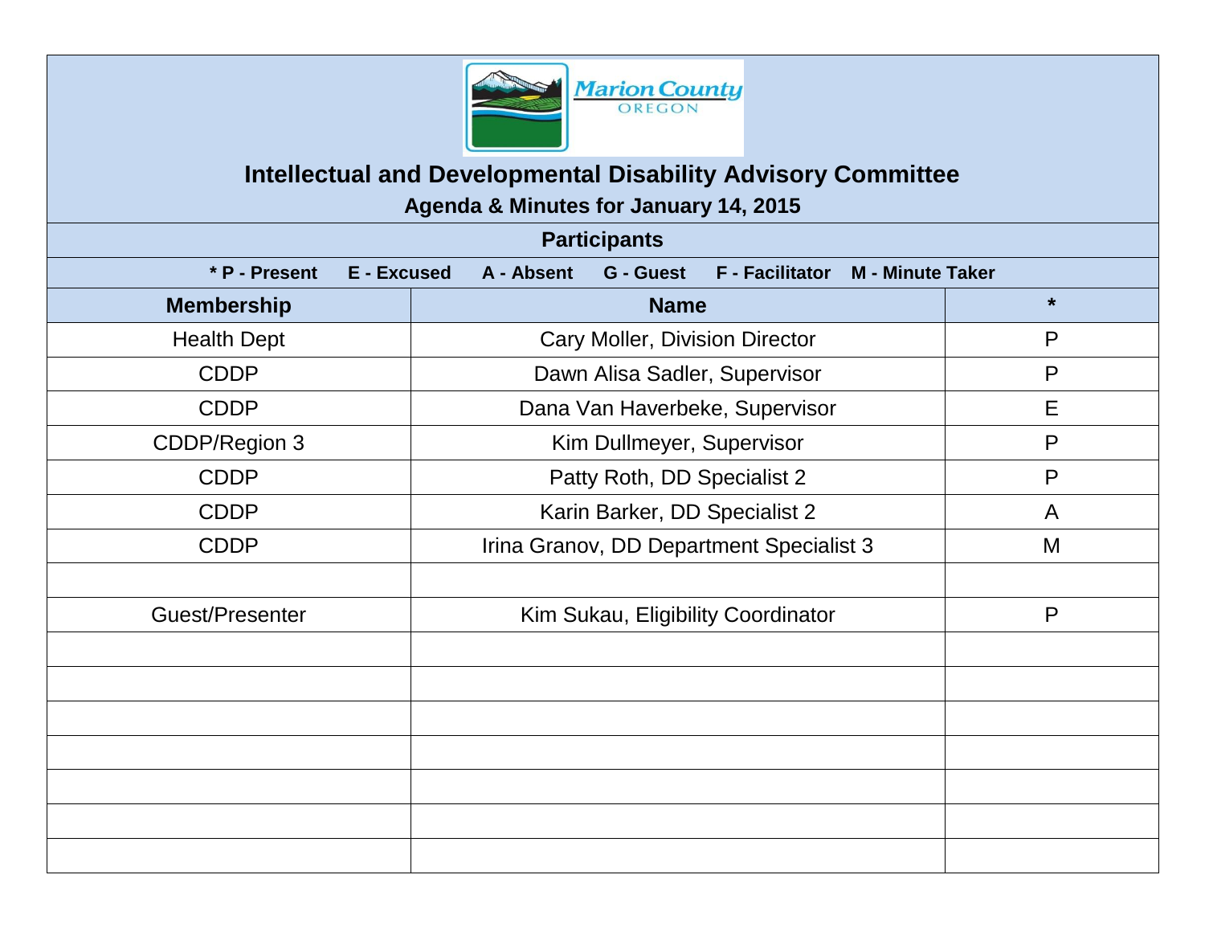# Intellectual and Developmental Disability Advisory Committee

## Agenda & Minutes for January 14, 2015

### Participants

**\* P - Present  E - Excused  A - Absent  G - Guest  F - Facilitator  M - Minute Taker**

| Membership | Name | * |
|---|---|---|
| Health Dept | Cary Moller, Division Director | P |
| CDDP | Dawn Alisa Sadler, Supervisor | P |
| CDDP | Dana Van Haverbeke, Supervisor | E |
| CDDP/Region 3 | Kim Dullmeyer, Supervisor | P |
| CDDP | Patty Roth, DD Specialist 2 | P |
| CDDP | Karin Barker, DD Specialist 2 | A |
| CDDP | Irina Granov, DD Department Specialist 3 | M |
| | | |
| Guest/Presenter | Kim Sukau, Eligibility Coordinator | P |
| | | |
| | | |
| | | |
| | | |
| | | |
| | | |
| | | |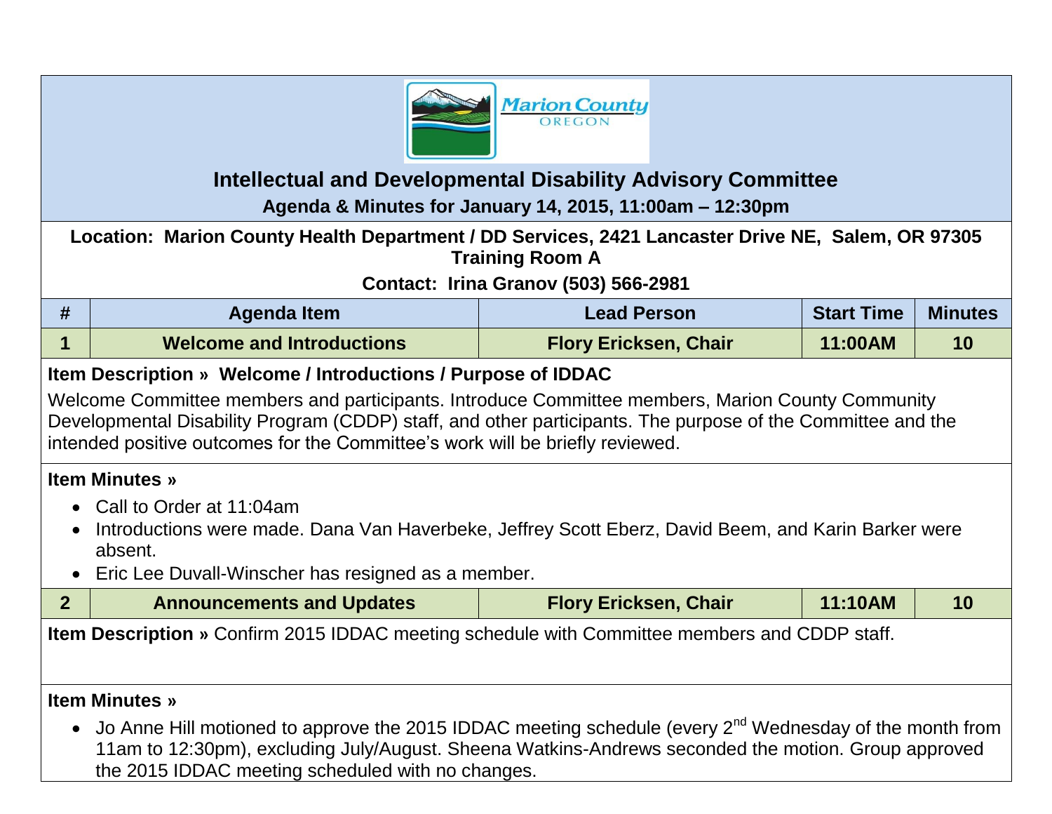# Intellectual and Developmental Disability Advisory Committee

**Agenda & Minutes for January 14, 2015, 11:00am – 12:30pm**

**Location: Marion County Health Department / DD Services, 2421 Lancaster Drive NE, Salem, OR 97305 Training Room A**

**Contact: Irina Granov (503) 566-2981**

| # | Agenda Item | Lead Person | Start Time | Minutes |
|---|---|---|---|---|
| 1 | Welcome and Introductions | Flory Ericksen, Chair | 11:00AM | 10 |

**Item Description » Welcome / Introductions / Purpose of IDDAC**

Welcome Committee members and participants. Introduce Committee members, Marion County Community Developmental Disability Program (CDDP) staff, and other participants. The purpose of the Committee and the intended positive outcomes for the Committee's work will be briefly reviewed.

**Item Minutes »**

- Call to Order at 11:04am
- Introductions were made. Dana Van Haverbeke, Jeffrey Scott Eberz, David Beem, and Karin Barker were absent.
- Eric Lee Duvall-Winscher has resigned as a member.

| # | Agenda Item | Lead Person | Start Time | Minutes |
|---|---|---|---|---|
| 2 | Announcements and Updates | Flory Ericksen, Chair | 11:10AM | 10 |

**Item Description »** Confirm 2015 IDDAC meeting schedule with Committee members and CDDP staff.

**Item Minutes »**

- Jo Anne Hill motioned to approve the 2015 IDDAC meeting schedule (every 2nd Wednesday of the month from 11am to 12:30pm), excluding July/August. Sheena Watkins-Andrews seconded the motion. Group approved the 2015 IDDAC meeting scheduled with no changes.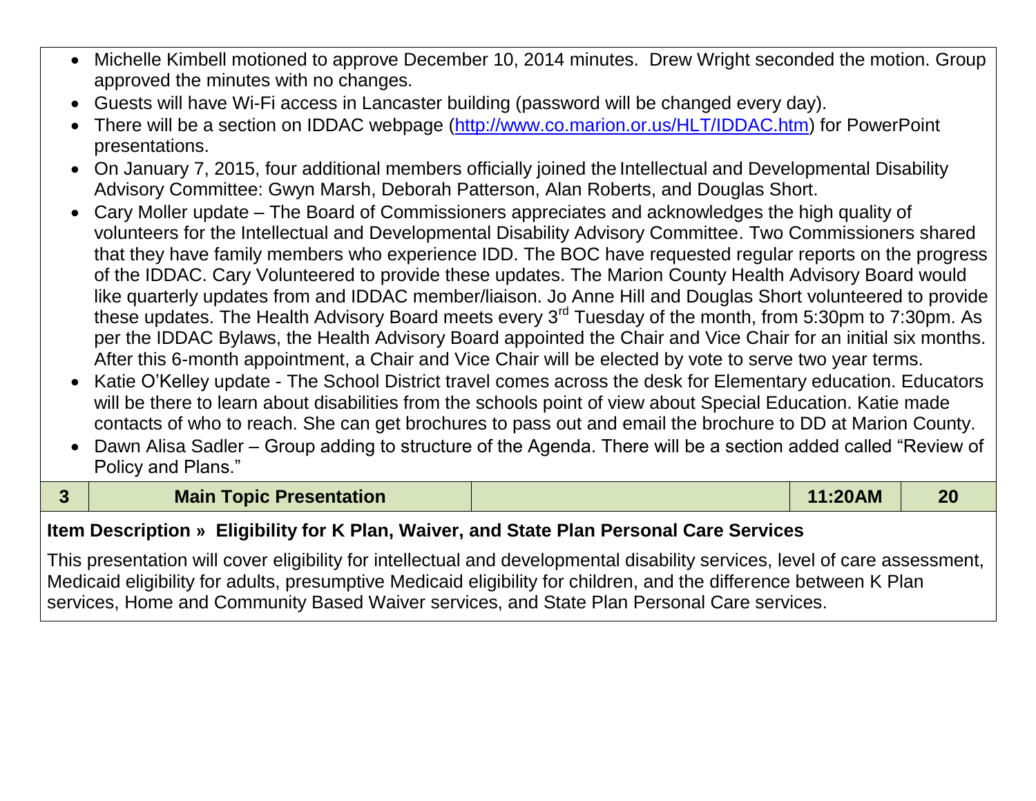- Michelle Kimbell motioned to approve December 10, 2014 minutes. Drew Wright seconded the motion. Group approved the minutes with no changes.
- Guests will have Wi-Fi access in Lancaster building (password will be changed every day).
- There will be a section on IDDAC webpage ([http://www.co.marion.or.us/HLT/IDDAC.htm](http://www.co.marion.or.us/HLT/IDDAC.htm)) for PowerPoint presentations.
- On January 7, 2015, four additional members officially joined the Intellectual and Developmental Disability Advisory Committee: Gwyn Marsh, Deborah Patterson, Alan Roberts, and Douglas Short.
- Cary Moller update – The Board of Commissioners appreciates and acknowledges the high quality of volunteers for the Intellectual and Developmental Disability Advisory Committee. Two Commissioners shared that they have family members who experience IDD. The BOC have requested regular reports on the progress of the IDDAC. Cary Volunteered to provide these updates. The Marion County Health Advisory Board would like quarterly updates from and IDDAC member/liaison. Jo Anne Hill and Douglas Short volunteered to provide these updates. The Health Advisory Board meets every 3rd Tuesday of the month, from 5:30pm to 7:30pm. As per the IDDAC Bylaws, the Health Advisory Board appointed the Chair and Vice Chair for an initial six months. After this 6-month appointment, a Chair and Vice Chair will be elected by vote to serve two year terms.
- Katie O'Kelley update - The School District travel comes across the desk for Elementary education. Educators will be there to learn about disabilities from the schools point of view about Special Education. Katie made contacts of who to reach. She can get brochures to pass out and email the brochure to DD at Marion County.
- Dawn Alisa Sadler – Group adding to structure of the Agenda. There will be a section added called "Review of Policy and Plans."

| 3 | Main Topic Presentation | | 11:20AM | 20 |
|---|---|---|---|---|

**Item Description » Eligibility for K Plan, Waiver, and State Plan Personal Care Services**

This presentation will cover eligibility for intellectual and developmental disability services, level of care assessment, Medicaid eligibility for adults, presumptive Medicaid eligibility for children, and the difference between K Plan services, Home and Community Based Waiver services, and State Plan Personal Care services.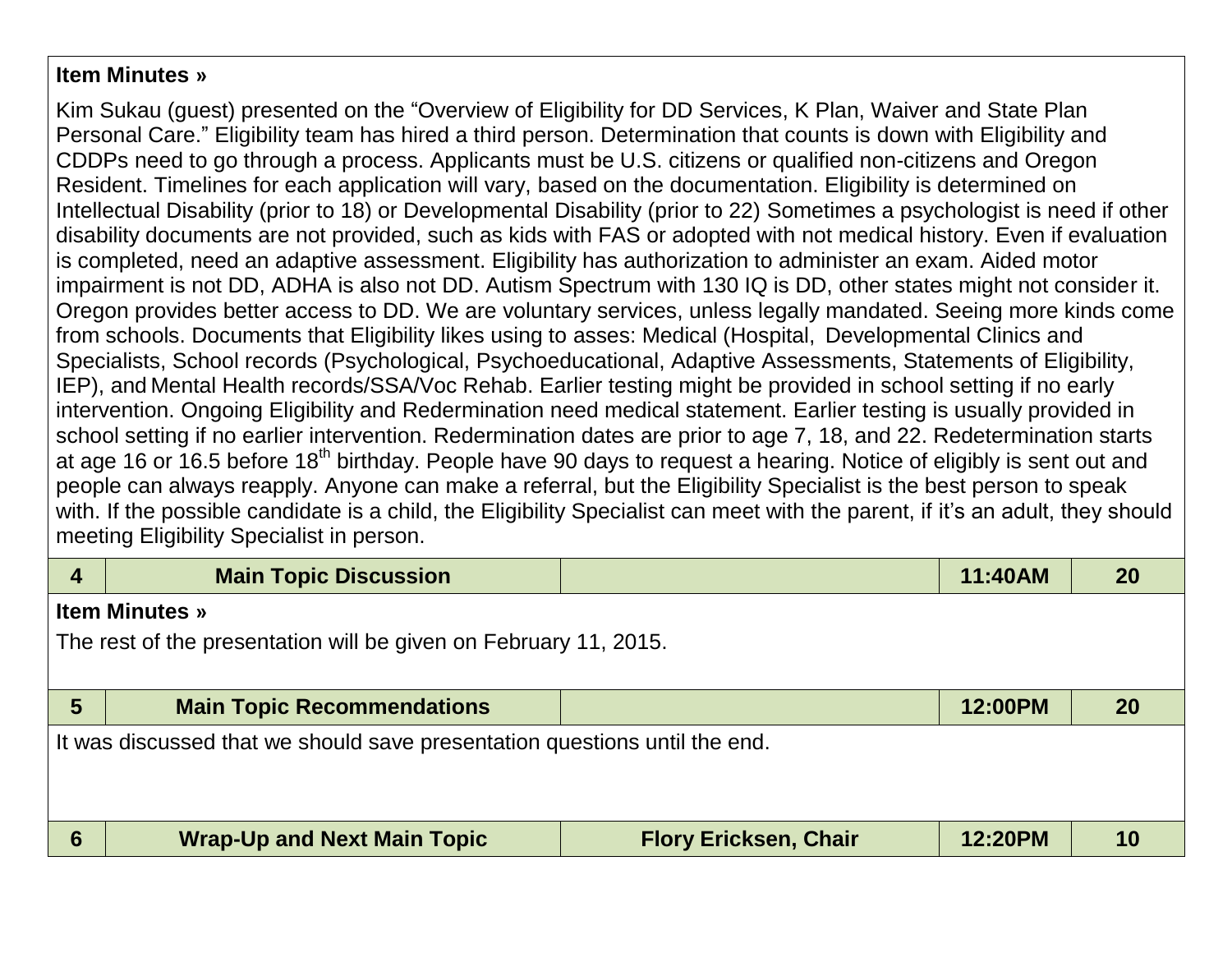**Item Minutes »**

Kim Sukau (guest) presented on the "Overview of Eligibility for DD Services, K Plan, Waiver and State Plan Personal Care." Eligibility team has hired a third person. Determination that counts is down with Eligibility and CDDPs need to go through a process. Applicants must be U.S. citizens or qualified non-citizens and Oregon Resident. Timelines for each application will vary, based on the documentation. Eligibility is determined on Intellectual Disability (prior to 18) or Developmental Disability (prior to 22) Sometimes a psychologist is need if other disability documents are not provided, such as kids with FAS or adopted with not medical history. Even if evaluation is completed, need an adaptive assessment. Eligibility has authorization to administer an exam. Aided motor impairment is not DD, ADHA is also not DD. Autism Spectrum with 130 IQ is DD, other states might not consider it. Oregon provides better access to DD. We are voluntary services, unless legally mandated. Seeing more kinds come from schools. Documents that Eligibility likes using to asses: Medical (Hospital, Developmental Clinics and Specialists, School records (Psychological, Psychoeducational, Adaptive Assessments, Statements of Eligibility, IEP), and Mental Health records/SSA/Voc Rehab. Earlier testing might be provided in school setting if no early intervention. Ongoing Eligibility and Redermination need medical statement. Earlier testing is usually provided in school setting if no earlier intervention. Redermination dates are prior to age 7, 18, and 22. Redetermination starts at age 16 or 16.5 before 18th birthday. People have 90 days to request a hearing. Notice of eligibly is sent out and people can always reapply. Anyone can make a referral, but the Eligibility Specialist is the best person to speak with. If the possible candidate is a child, the Eligibility Specialist can meet with the parent, if it's an adult, they should meeting Eligibility Specialist in person.

| 4 | Main Topic Discussion | | 11:40AM | 20 |
|---|---|---|---|---|

**Item Minutes »**

The rest of the presentation will be given on February 11, 2015.

| 5 | Main Topic Recommendations | | 12:00PM | 20 |
|---|---|---|---|---|

It was discussed that we should save presentation questions until the end.

| 6 | Wrap-Up and Next Main Topic | Flory Ericksen, Chair | 12:20PM | 10 |
|---|---|---|---|---|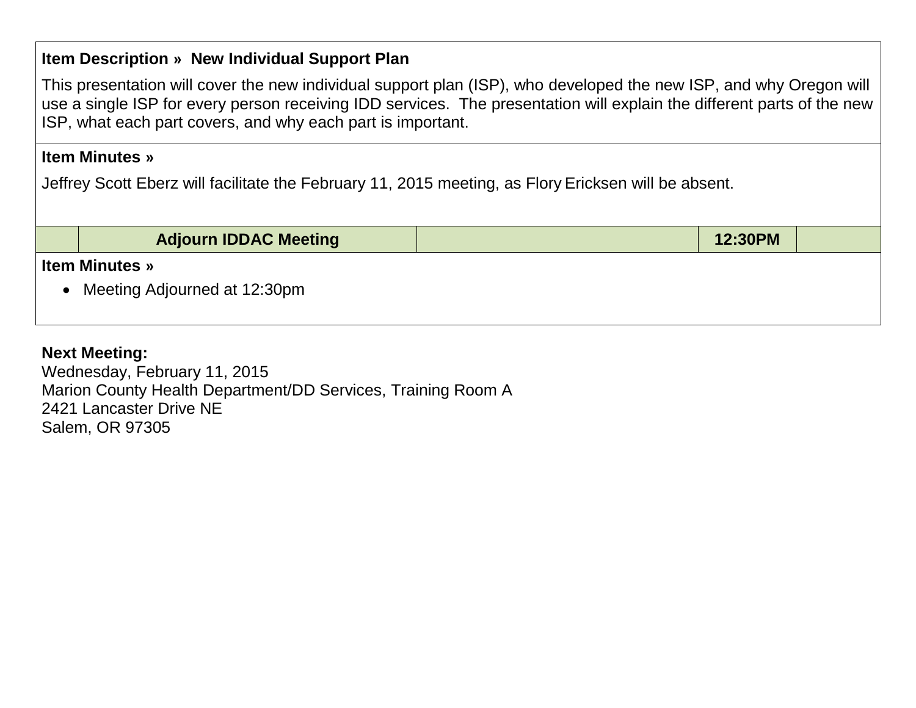**Item Description » New Individual Support Plan**

This presentation will cover the new individual support plan (ISP), who developed the new ISP, and why Oregon will use a single ISP for every person receiving IDD services. The presentation will explain the different parts of the new ISP, what each part covers, and why each part is important.

**Item Minutes »**

Jeffrey Scott Eberz will facilitate the February 11, 2015 meeting, as Flory Ericksen will be absent.

| | | | | |
|---|---|---|---|---|
| | **Adjourn IDDAC Meeting** | | **12:30PM** | |

**Item Minutes »**

- Meeting Adjourned at 12:30pm

**Next Meeting:**
Wednesday, February 11, 2015
Marion County Health Department/DD Services, Training Room A
2421 Lancaster Drive NE
Salem, OR 97305